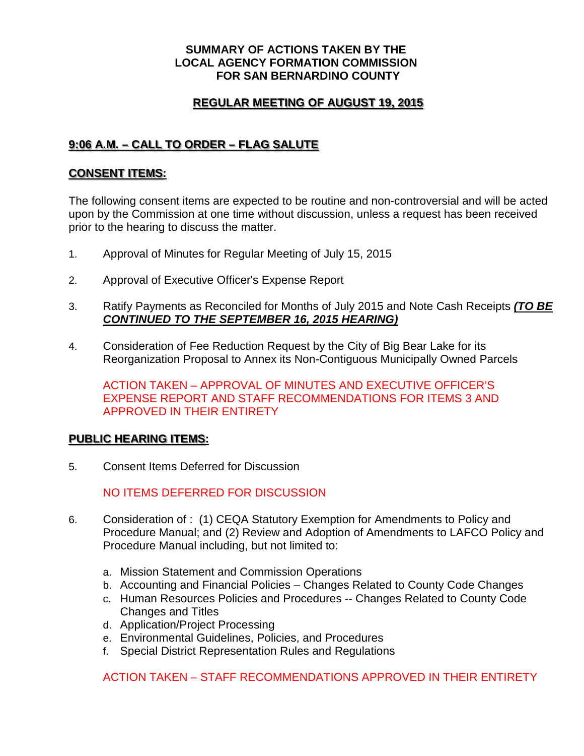**SUMMARY OF ACTIONS TAKEN BY THE**
**LOCAL AGENCY FORMATION COMMISSION**
**FOR SAN BERNARDINO COUNTY**

## REGULAR MEETING OF AUGUST 19, 2015

### 9:06 A.M. – CALL TO ORDER – FLAG SALUTE

### CONSENT ITEMS:

The following consent items are expected to be routine and non-controversial and will be acted upon by the Commission at one time without discussion, unless a request has been received prior to the hearing to discuss the matter.

1. Approval of Minutes for Regular Meeting of July 15, 2015

2. Approval of Executive Officer's Expense Report

3. Ratify Payments as Reconciled for Months of July 2015 and Note Cash Receipts ***(TO BE CONTINUED TO THE SEPTEMBER 16, 2015 HEARING)***

4. Consideration of Fee Reduction Request by the City of Big Bear Lake for its Reorganization Proposal to Annex its Non-Contiguous Municipally Owned Parcels

   ACTION TAKEN – APPROVAL OF MINUTES AND EXECUTIVE OFFICER'S EXPENSE REPORT AND STAFF RECOMMENDATIONS FOR ITEMS 3 AND APPROVED IN THEIR ENTIRETY

### PUBLIC HEARING ITEMS:

5. Consent Items Deferred for Discussion

   NO ITEMS DEFERRED FOR DISCUSSION

6. Consideration of : (1) CEQA Statutory Exemption for Amendments to Policy and Procedure Manual; and (2) Review and Adoption of Amendments to LAFCO Policy and Procedure Manual including, but not limited to:

   a. Mission Statement and Commission Operations
   b. Accounting and Financial Policies – Changes Related to County Code Changes
   c. Human Resources Policies and Procedures -- Changes Related to County Code Changes and Titles
   d. Application/Project Processing
   e. Environmental Guidelines, Policies, and Procedures
   f. Special District Representation Rules and Regulations

   ACTION TAKEN – STAFF RECOMMENDATIONS APPROVED IN THEIR ENTIRETY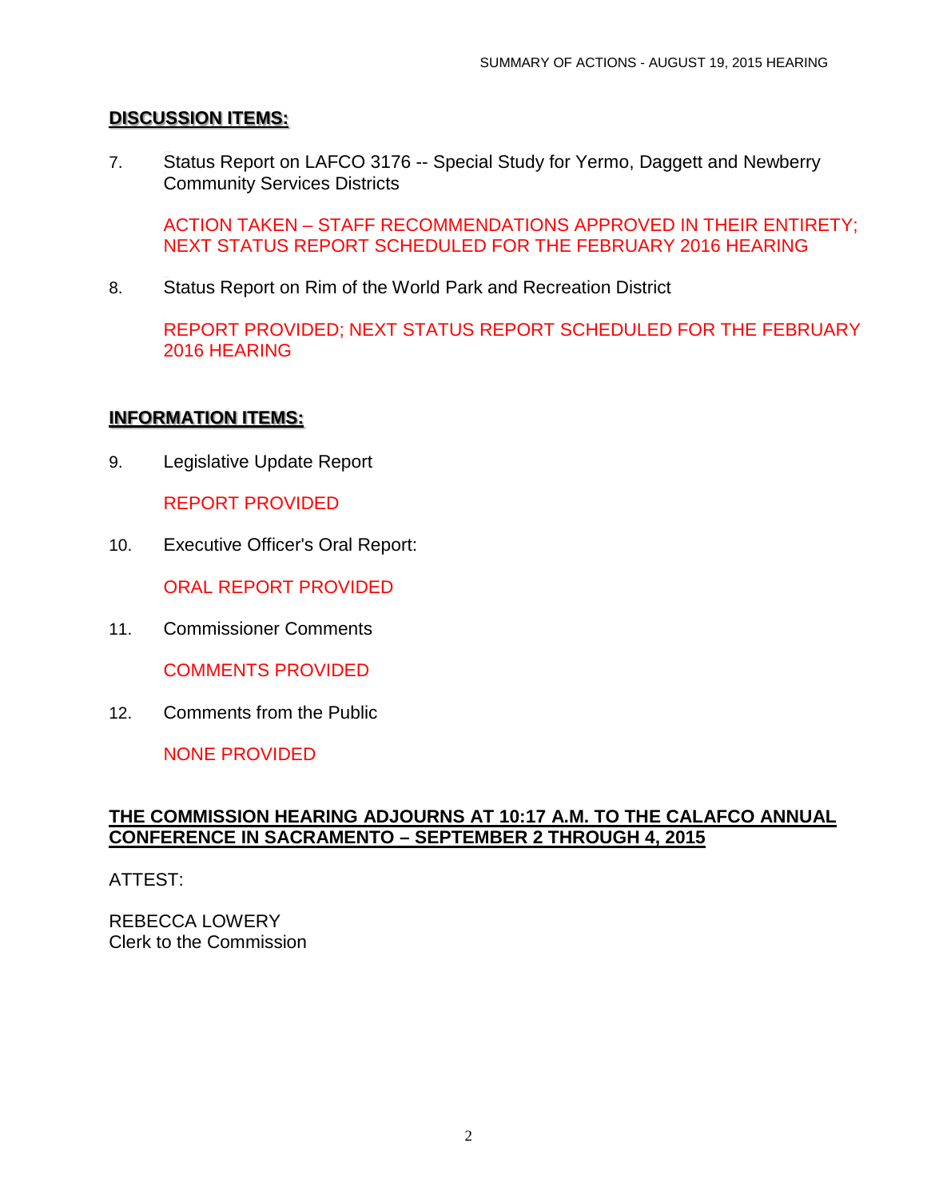## DISCUSSION ITEMS:

7. Status Report on LAFCO 3176 -- Special Study for Yermo, Daggett and Newberry Community Services Districts

   ACTION TAKEN – STAFF RECOMMENDATIONS APPROVED IN THEIR ENTIRETY; NEXT STATUS REPORT SCHEDULED FOR THE FEBRUARY 2016 HEARING

8. Status Report on Rim of the World Park and Recreation District

   REPORT PROVIDED; NEXT STATUS REPORT SCHEDULED FOR THE FEBRUARY 2016 HEARING

## INFORMATION ITEMS:

9. Legislative Update Report

   REPORT PROVIDED

10. Executive Officer's Oral Report:

    ORAL REPORT PROVIDED

11. Commissioner Comments

    COMMENTS PROVIDED

12. Comments from the Public

    NONE PROVIDED

**THE COMMISSION HEARING ADJOURNS AT 10:17 A.M. TO THE CALAFCO ANNUAL CONFERENCE IN SACRAMENTO – SEPTEMBER 2 THROUGH 4, 2015**

ATTEST:

REBECCA LOWERY
Clerk to the Commission